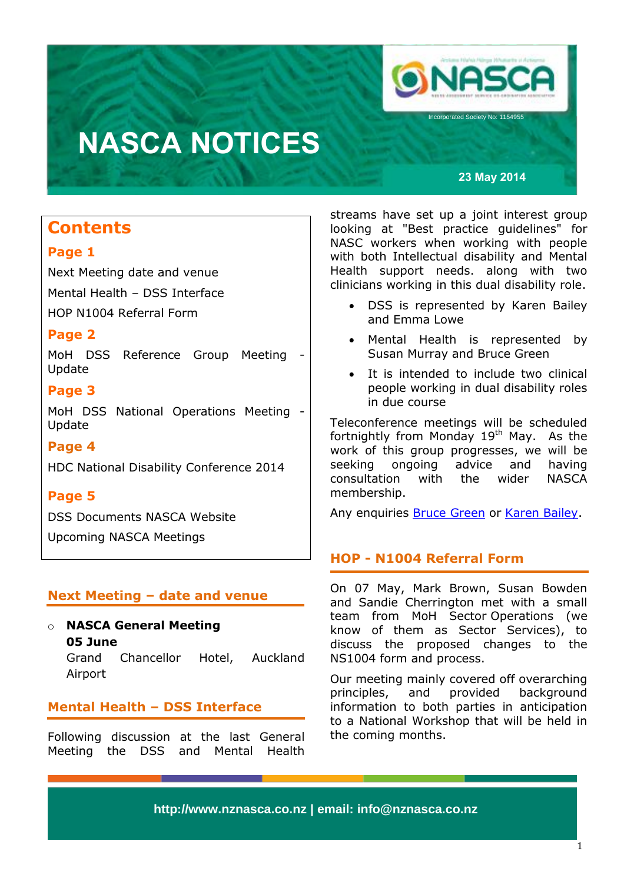# NASCA NOTICES

Incorporated Society No: 1154955

**23 May 2014**

## Contents

**Page 1**

Next Meeting date and venue

Mental Health – DSS Interface

HOP N1004 Referral Form

**Page 2**

MoH DSS Reference Group Meeting - Update

**Page 3**

MoH DSS National Operations Meeting - Update

**Page 4**

HDC National Disability Conference 2014

**Page 5**

DSS Documents NASCA Website

Upcoming NASCA Meetings

## Next Meeting – date and venue

- **NASCA General Meeting**
  **05 June**
  Grand Chancellor Hotel, Auckland Airport

## Mental Health – DSS Interface

Following discussion at the last General Meeting the DSS and Mental Health streams have set up a joint interest group looking at "Best practice guidelines" for NASC workers when working with people with both Intellectual disability and Mental Health support needs. along with two clinicians working in this dual disability role.

- DSS is represented by Karen Bailey and Emma Lowe
- Mental Health is represented by Susan Murray and Bruce Green
- It is intended to include two clinical people working in dual disability roles in due course

Teleconference meetings will be scheduled fortnightly from Monday 19th May. As the work of this group progresses, we will be seeking ongoing advice and having consultation with the wider NASCA membership.

Any enquiries Bruce Green or Karen Bailey.

## HOP - N1004 Referral Form

On 07 May, Mark Brown, Susan Bowden and Sandie Cherrington met with a small team from MoH Sector Operations (we know of them as Sector Services), to discuss the proposed changes to the NS1004 form and process.

Our meeting mainly covered off overarching principles, and provided background information to both parties in anticipation to a National Workshop that will be held in the coming months.

http://www.nznasca.co.nz | email: info@nznasca.co.nz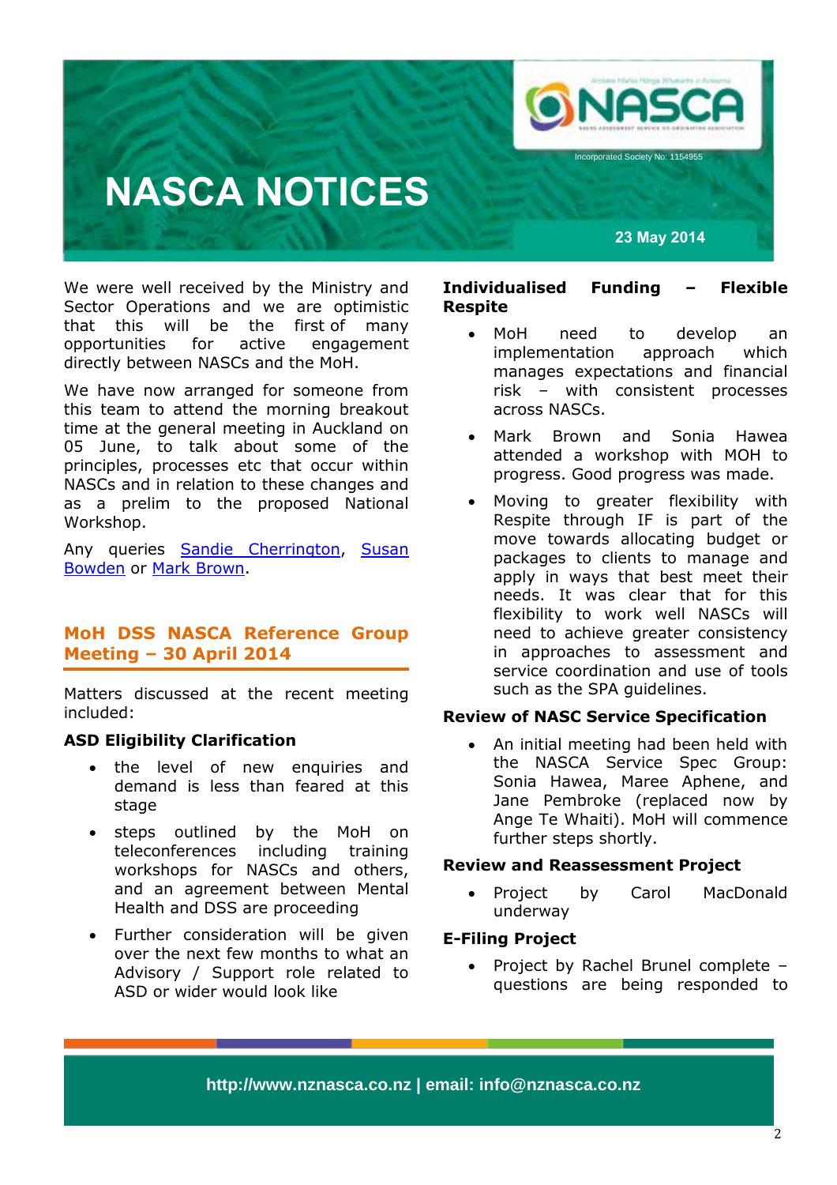# NASCA NOTICES

Incorporated Society No: 1154955

23 May 2014

We were well received by the Ministry and Sector Operations and we are optimistic that this will be the first of many opportunities for active engagement directly between NASCs and the MoH.

We have now arranged for someone from this team to attend the morning breakout time at the general meeting in Auckland on 05 June, to talk about some of the principles, processes etc that occur within NASCs and in relation to these changes and as a prelim to the proposed National Workshop.

Any queries Sandie Cherrington, Susan Bowden or Mark Brown.

## MoH DSS NASCA Reference Group Meeting – 30 April 2014

Matters discussed at the recent meeting included:

### ASD Eligibility Clarification

- the level of new enquiries and demand is less than feared at this stage
- steps outlined by the MoH on teleconferences including training workshops for NASCs and others, and an agreement between Mental Health and DSS are proceeding
- Further consideration will be given over the next few months to what an Advisory / Support role related to ASD or wider would look like

### Individualised Funding – Flexible Respite

- MoH need to develop an implementation approach which manages expectations and financial risk – with consistent processes across NASCs.
- Mark Brown and Sonia Hawea attended a workshop with MOH to progress. Good progress was made.
- Moving to greater flexibility with Respite through IF is part of the move towards allocating budget or packages to clients to manage and apply in ways that best meet their needs. It was clear that for this flexibility to work well NASCs will need to achieve greater consistency in approaches to assessment and service coordination and use of tools such as the SPA guidelines.

### Review of NASC Service Specification

- An initial meeting had been held with the NASCA Service Spec Group: Sonia Hawea, Maree Aphene, and Jane Pembroke (replaced now by Ange Te Whaiti). MoH will commence further steps shortly.

### Review and Reassessment Project

- Project by Carol MacDonald underway

### E-Filing Project

- Project by Rachel Brunel complete – questions are being responded to

http://www.nznasca.co.nz | email: info@nznasca.co.nz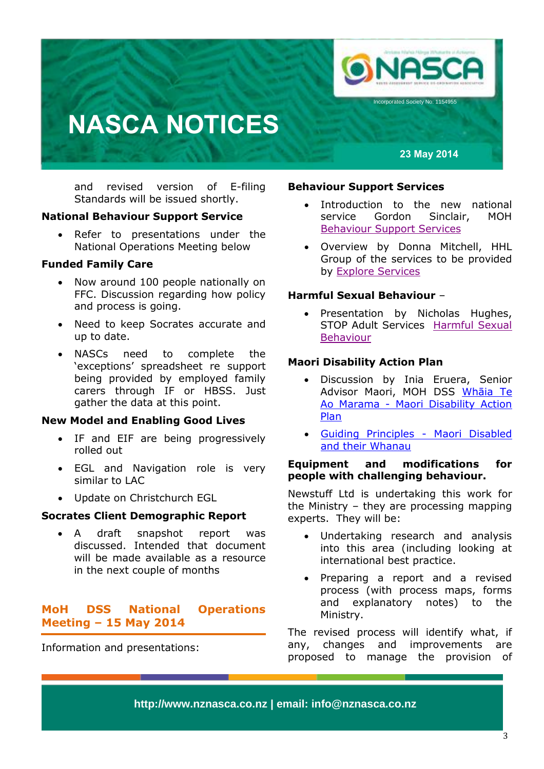and revised version of E-filing Standards will be issued shortly.

**National Behaviour Support Service**

- Refer to presentations under the National Operations Meeting below

**Funded Family Care**

- Now around 100 people nationally on FFC. Discussion regarding how policy and process is going.
- Need to keep Socrates accurate and up to date.
- NASCs need to complete the 'exceptions' spreadsheet re support being provided by employed family carers through IF or HBSS. Just gather the data at this point.

**New Model and Enabling Good Lives**

- IF and EIF are being progressively rolled out
- EGL and Navigation role is very similar to LAC
- Update on Christchurch EGL

**Socrates Client Demographic Report**

- A draft snapshot report was discussed. Intended that document will be made available as a resource in the next couple of months

## MoH DSS National Operations Meeting – 15 May 2014

Information and presentations:

**Behaviour Support Services**

- Introduction to the new national service Gordon Sinclair, MOH Behaviour Support Services
- Overview by Donna Mitchell, HHL Group of the services to be provided by Explore Services

**Harmful Sexual Behaviour** –

- Presentation by Nicholas Hughes, STOP Adult Services Harmful Sexual Behaviour

**Maori Disability Action Plan**

- Discussion by Inia Eruera, Senior Advisor Maori, MOH DSS Whāia Te Ao Marama - Maori Disability Action Plan
- Guiding Principles - Maori Disabled and their Whanau

**Equipment and modifications for people with challenging behaviour.**

Newstuff Ltd is undertaking this work for the Ministry – they are processing mapping experts. They will be:

- Undertaking research and analysis into this area (including looking at international best practice.
- Preparing a report and a revised process (with process maps, forms and explanatory notes) to the Ministry.

The revised process will identify what, if any, changes and improvements are proposed to manage the provision of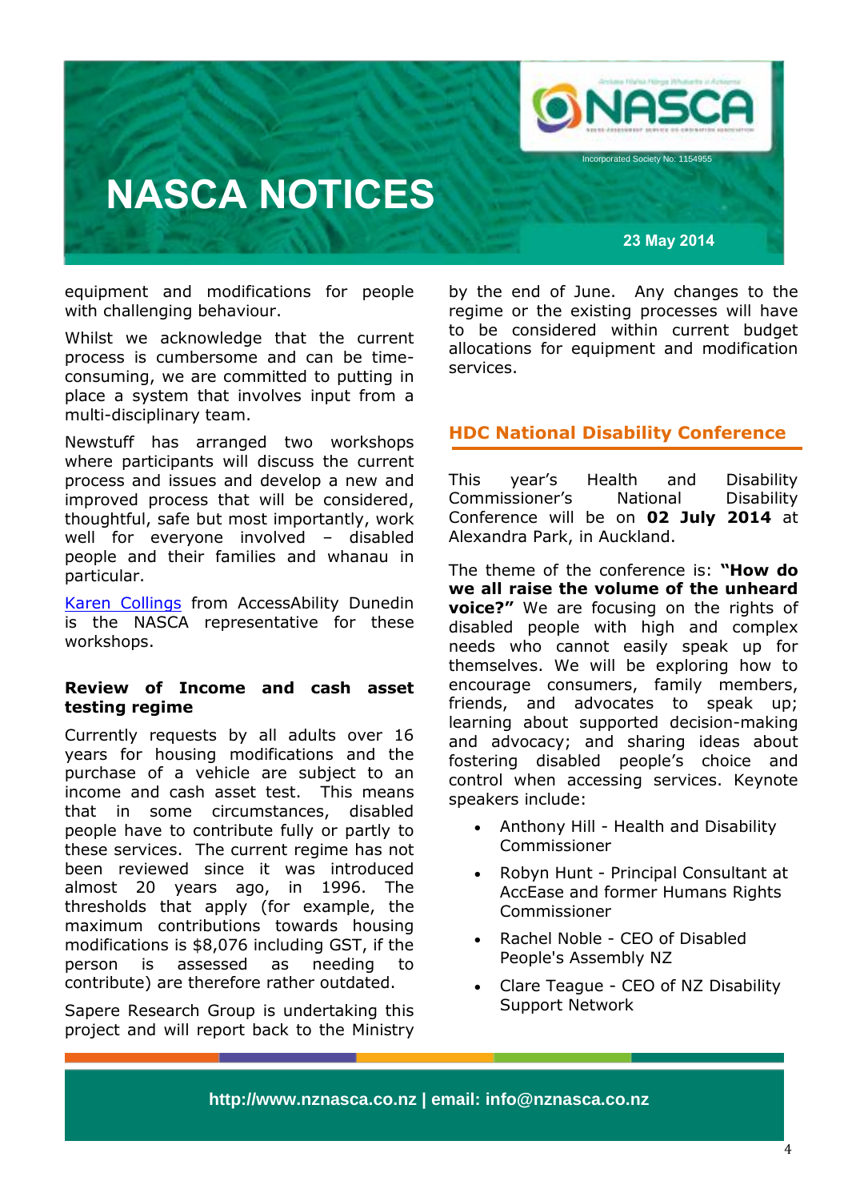equipment and modifications for people with challenging behaviour.

Whilst we acknowledge that the current process is cumbersome and can be time-consuming, we are committed to putting in place a system that involves input from a multi-disciplinary team.

Newstuff has arranged two workshops where participants will discuss the current process and issues and develop a new and improved process that will be considered, thoughtful, safe but most importantly, work well for everyone involved – disabled people and their families and whanau in particular.

Karen Collings from AccessAbility Dunedin is the NASCA representative for these workshops.

**Review of Income and cash asset testing regime**

Currently requests by all adults over 16 years for housing modifications and the purchase of a vehicle are subject to an income and cash asset test. This means that in some circumstances, disabled people have to contribute fully or partly to these services. The current regime has not been reviewed since it was introduced almost 20 years ago, in 1996. The thresholds that apply (for example, the maximum contributions towards housing modifications is $8,076 including GST, if the person is assessed as needing to contribute) are therefore rather outdated.

Sapere Research Group is undertaking this project and will report back to the Ministry by the end of June. Any changes to the regime or the existing processes will have to be considered within current budget allocations for equipment and modification services.

## HDC National Disability Conference

This year's Health and Disability Commissioner's National Disability Conference will be on **02 July 2014** at Alexandra Park, in Auckland.

The theme of the conference is: **"How do we all raise the volume of the unheard voice?"** We are focusing on the rights of disabled people with high and complex needs who cannot easily speak up for themselves. We will be exploring how to encourage consumers, family members, friends, and advocates to speak up; learning about supported decision-making and advocacy; and sharing ideas about fostering disabled people's choice and control when accessing services. Keynote speakers include:

- Anthony Hill - Health and Disability Commissioner
- Robyn Hunt - Principal Consultant at AccEase and former Humans Rights Commissioner
- Rachel Noble - CEO of Disabled People's Assembly NZ
- Clare Teague - CEO of NZ Disability Support Network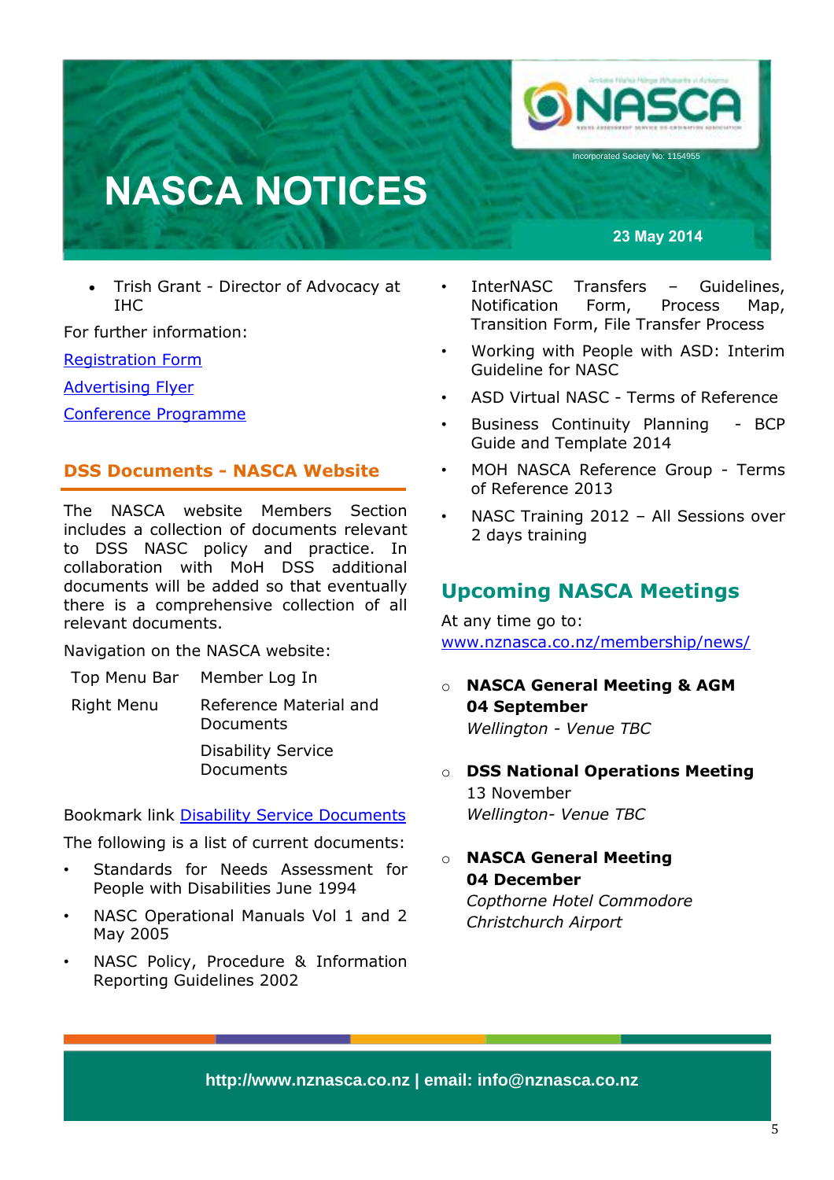# NASCA NOTICES

Incorporated Society No: 1154955

23 May 2014

- Trish Grant - Director of Advocacy at IHC

For further information:

[Registration Form]

[Advertising Flyer]

[Conference Programme]

## DSS Documents - NASCA Website

The NASCA website Members Section includes a collection of documents relevant to DSS NASC policy and practice. In collaboration with MoH DSS additional documents will be added so that eventually there is a comprehensive collection of all relevant documents.

Navigation on the NASCA website:

| | |
|---|---|
| Top Menu Bar | Member Log In |
| Right Menu | Reference Material and Documents |
| | Disability Service Documents |

Bookmark link Disability Service Documents

The following is a list of current documents:

- Standards for Needs Assessment for People with Disabilities June 1994
- NASC Operational Manuals Vol 1 and 2 May 2005
- NASC Policy, Procedure & Information Reporting Guidelines 2002
- InterNASC Transfers – Guidelines, Notification Form, Process Map, Transition Form, File Transfer Process
- Working with People with ASD: Interim Guideline for NASC
- ASD Virtual NASC - Terms of Reference
- Business Continuity Planning - BCP Guide and Template 2014
- MOH NASCA Reference Group - Terms of Reference 2013
- NASC Training 2012 – All Sessions over 2 days training

## Upcoming NASCA Meetings

At any time go to:
www.nznasca.co.nz/membership/news/

- **NASCA General Meeting & AGM**
  **04 September**
  *Wellington - Venue TBC*

- **DSS National Operations Meeting**
  13 November
  *Wellington- Venue TBC*

- **NASCA General Meeting**
  **04 December**
  *Copthorne Hotel Commodore*
  *Christchurch Airport*

**http://www.nznasca.co.nz | email: info@nznasca.co.nz**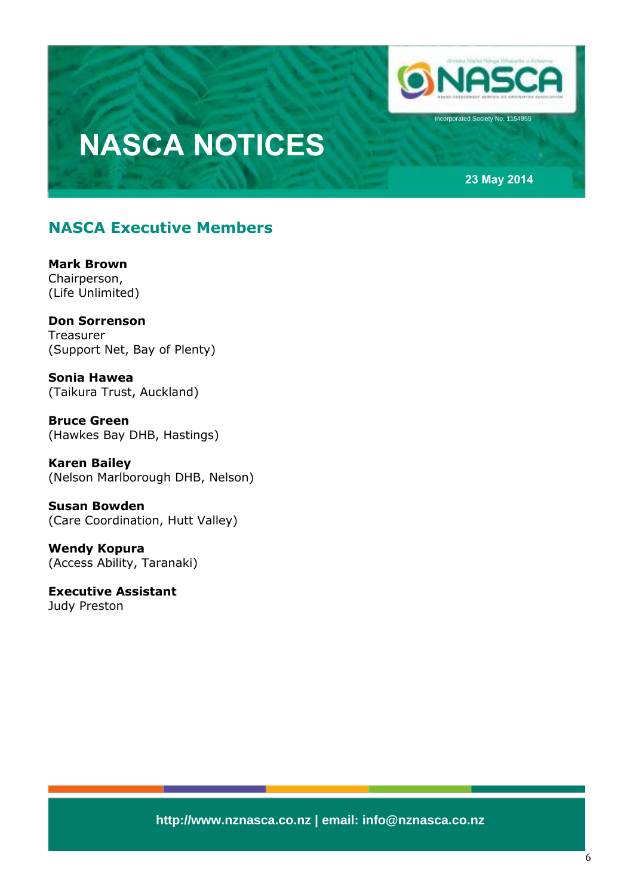# NASCA NOTICES

Incorporated Society No: 1154955

23 May 2014

## NASCA Executive Members

**Mark Brown**
Chairperson,
(Life Unlimited)

**Don Sorrenson**
Treasurer
(Support Net, Bay of Plenty)

**Sonia Hawea**
(Taikura Trust, Auckland)

**Bruce Green**
(Hawkes Bay DHB, Hastings)

**Karen Bailey**
(Nelson Marlborough DHB, Nelson)

**Susan Bowden**
(Care Coordination, Hutt Valley)

**Wendy Kopura**
(Access Ability, Taranaki)

**Executive Assistant**
Judy Preston

**http://www.nznasca.co.nz | email: info@nznasca.co.nz**